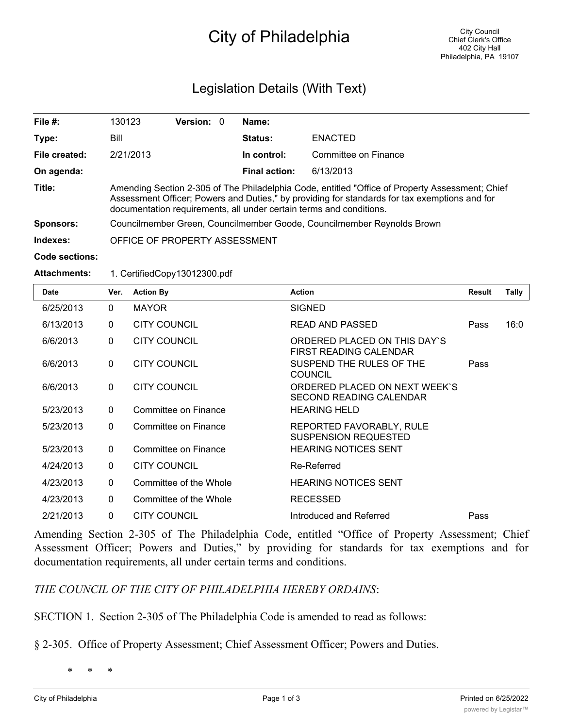# City of Philadelphia

City Council
Chief Clerk's Office
402 City Hall
Philadelphia, PA 19107

## Legislation Details (With Text)

| | | | |
|---|---|---|---|
| **File #:** | 130123 **Version:** 0 | **Name:** | |
| **Type:** | Bill | **Status:** | ENACTED |
| **File created:** | 2/21/2013 | **In control:** | Committee on Finance |
| **On agenda:** | | **Final action:** | 6/13/2013 |

**Title:** Amending Section 2-305 of The Philadelphia Code, entitled "Office of Property Assessment; Chief Assessment Officer; Powers and Duties," by providing for standards for tax exemptions and for documentation requirements, all under certain terms and conditions.

**Sponsors:** Councilmember Green, Councilmember Goode, Councilmember Reynolds Brown

**Indexes:** OFFICE OF PROPERTY ASSESSMENT

**Code sections:**

**Attachments:** 1. CertifiedCopy13012300.pdf

| Date | Ver. | Action By | Action | Result | Tally |
|---|---|---|---|---|---|
| 6/25/2013 | 0 | MAYOR | SIGNED | | |
| 6/13/2013 | 0 | CITY COUNCIL | READ AND PASSED | Pass | 16:0 |
| 6/6/2013 | 0 | CITY COUNCIL | ORDERED PLACED ON THIS DAY`S FIRST READING CALENDAR | | |
| 6/6/2013 | 0 | CITY COUNCIL | SUSPEND THE RULES OF THE COUNCIL | Pass | |
| 6/6/2013 | 0 | CITY COUNCIL | ORDERED PLACED ON NEXT WEEK`S SECOND READING CALENDAR | | |
| 5/23/2013 | 0 | Committee on Finance | HEARING HELD | | |
| 5/23/2013 | 0 | Committee on Finance | REPORTED FAVORABLY, RULE SUSPENSION REQUESTED | | |
| 5/23/2013 | 0 | Committee on Finance | HEARING NOTICES SENT | | |
| 4/24/2013 | 0 | CITY COUNCIL | Re-Referred | | |
| 4/23/2013 | 0 | Committee of the Whole | HEARING NOTICES SENT | | |
| 4/23/2013 | 0 | Committee of the Whole | RECESSED | | |
| 2/21/2013 | 0 | CITY COUNCIL | Introduced and Referred | Pass | |

Amending Section 2-305 of The Philadelphia Code, entitled "Office of Property Assessment; Chief Assessment Officer; Powers and Duties," by providing for standards for tax exemptions and for documentation requirements, all under certain terms and conditions.

*THE COUNCIL OF THE CITY OF PHILADELPHIA HEREBY ORDAINS*:

SECTION 1. Section 2-305 of The Philadelphia Code is amended to read as follows:

§ 2-305. Office of Property Assessment; Chief Assessment Officer; Powers and Duties.

\* \* \*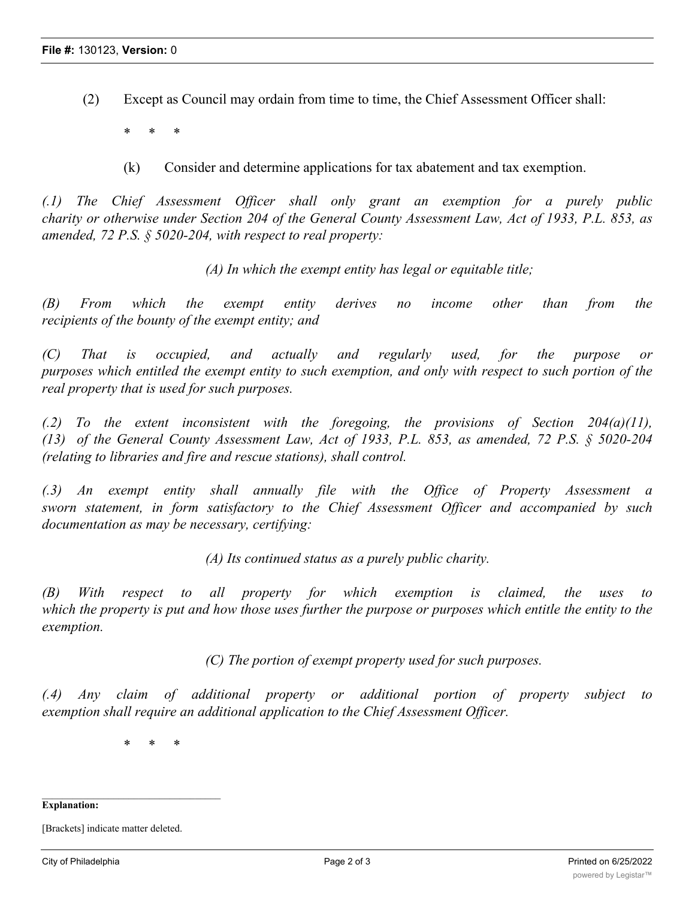(2) Except as Council may ordain from time to time, the Chief Assessment Officer shall:

\* \* \*

(k) Consider and determine applications for tax abatement and tax exemption.

*(.1) The Chief Assessment Officer shall only grant an exemption for a purely public charity or otherwise under Section 204 of the General County Assessment Law, Act of 1933, P.L. 853, as amended, 72 P.S. § 5020-204, with respect to real property:*

*(A) In which the exempt entity has legal or equitable title;*

*(B) From which the exempt entity derives no income other than from the recipients of the bounty of the exempt entity; and*

*(C) That is occupied, and actually and regularly used, for the purpose or purposes which entitled the exempt entity to such exemption, and only with respect to such portion of the real property that is used for such purposes.*

*(.2) To the extent inconsistent with the foregoing, the provisions of Section 204(a)(11), (13) of the General County Assessment Law, Act of 1933, P.L. 853, as amended, 72 P.S. § 5020-204 (relating to libraries and fire and rescue stations), shall control.*

*(.3) An exempt entity shall annually file with the Office of Property Assessment a sworn statement, in form satisfactory to the Chief Assessment Officer and accompanied by such documentation as may be necessary, certifying:*

*(A) Its continued status as a purely public charity.*

*(B) With respect to all property for which exemption is claimed, the uses to which the property is put and how those uses further the purpose or purposes which entitle the entity to the exemption.*

*(C) The portion of exempt property used for such purposes.*

*(.4) Any claim of additional property or additional portion of property subject to exemption shall require an additional application to the Chief Assessment Officer.*

\* \* \*

---

**Explanation:**

[Brackets] indicate matter deleted.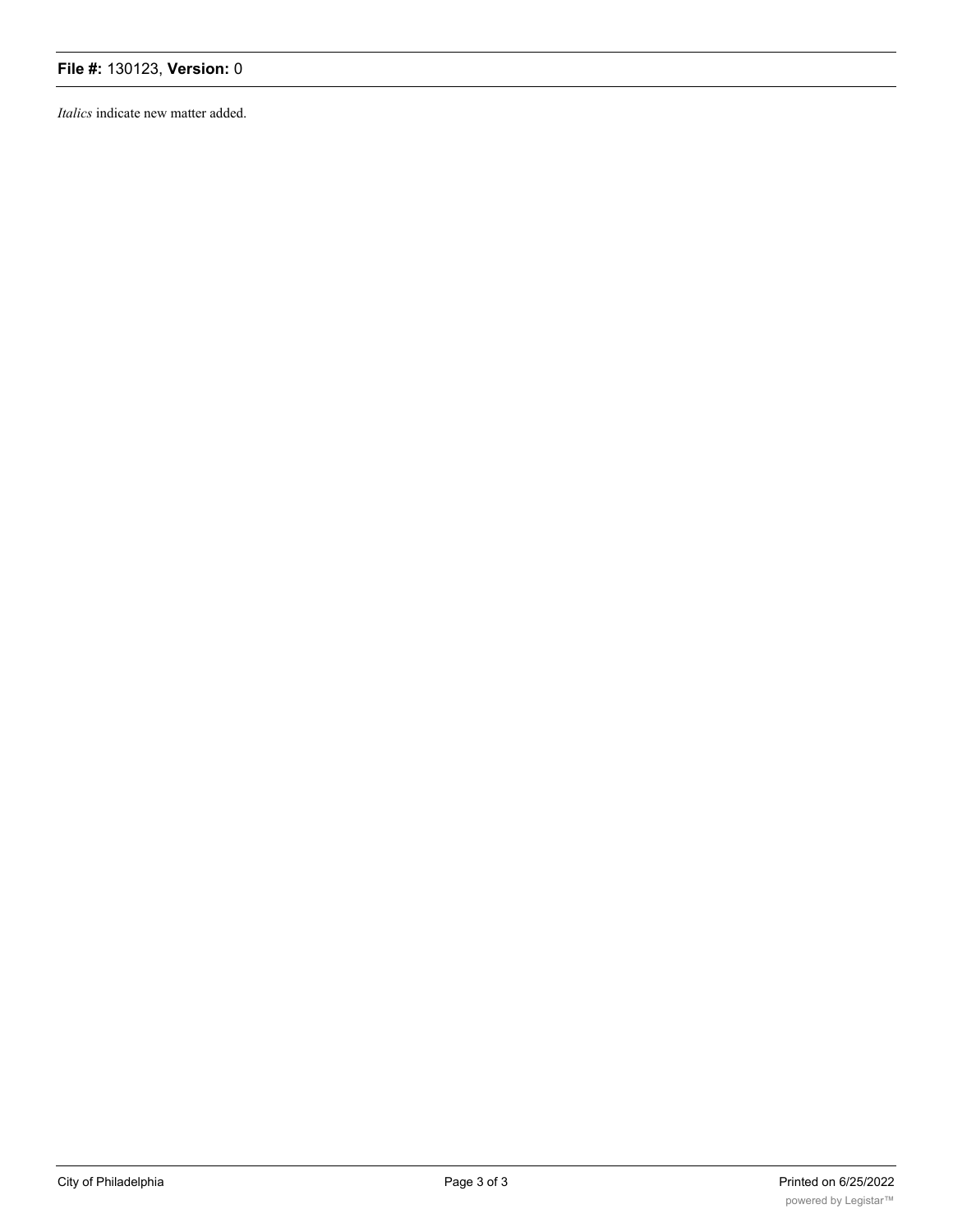*Italics* indicate new matter added.